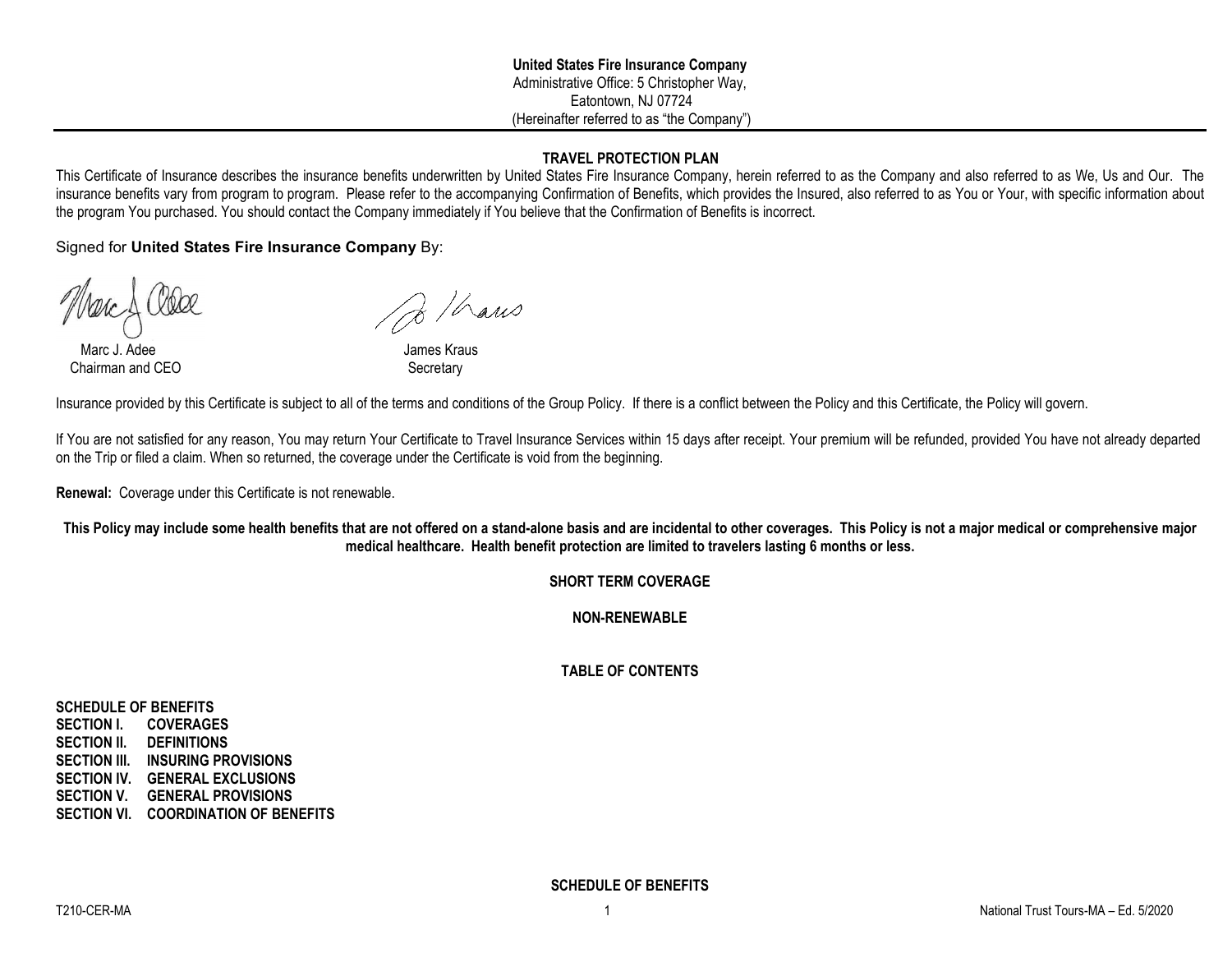**United States Fire Insurance Company**
Administrative Office: 5 Christopher Way,
Eatontown, NJ 07724
(Hereinafter referred to as "the Company")

## TRAVEL PROTECTION PLAN

This Certificate of Insurance describes the insurance benefits underwritten by United States Fire Insurance Company, herein referred to as the Company and also referred to as We, Us and Our. The insurance benefits vary from program to program. Please refer to the accompanying Confirmation of Benefits, which provides the Insured, also referred to as You or Your, with specific information about the program You purchased. You should contact the Company immediately if You believe that the Confirmation of Benefits is incorrect.

Signed for **United States Fire Insurance Company** By:

Marc J. Adee
Chairman and CEO

James Kraus
Secretary

Insurance provided by this Certificate is subject to all of the terms and conditions of the Group Policy. If there is a conflict between the Policy and this Certificate, the Policy will govern.

If You are not satisfied for any reason, You may return Your Certificate to Travel Insurance Services within 15 days after receipt. Your premium will be refunded, provided You have not already departed on the Trip or filed a claim. When so returned, the coverage under the Certificate is void from the beginning.

**Renewal:** Coverage under this Certificate is not renewable.

**This Policy may include some health benefits that are not offered on a stand-alone basis and are incidental to other coverages. This Policy is not a major medical or comprehensive major medical healthcare. Health benefit protection are limited to travelers lasting 6 months or less.**

**SHORT TERM COVERAGE**

**NON-RENEWABLE**

## TABLE OF CONTENTS

**SCHEDULE OF BENEFITS**
**SECTION I. COVERAGES**
**SECTION II. DEFINITIONS**
**SECTION III. INSURING PROVISIONS**
**SECTION IV. GENERAL EXCLUSIONS**
**SECTION V. GENERAL PROVISIONS**
**SECTION VI. COORDINATION OF BENEFITS**

## SCHEDULE OF BENEFITS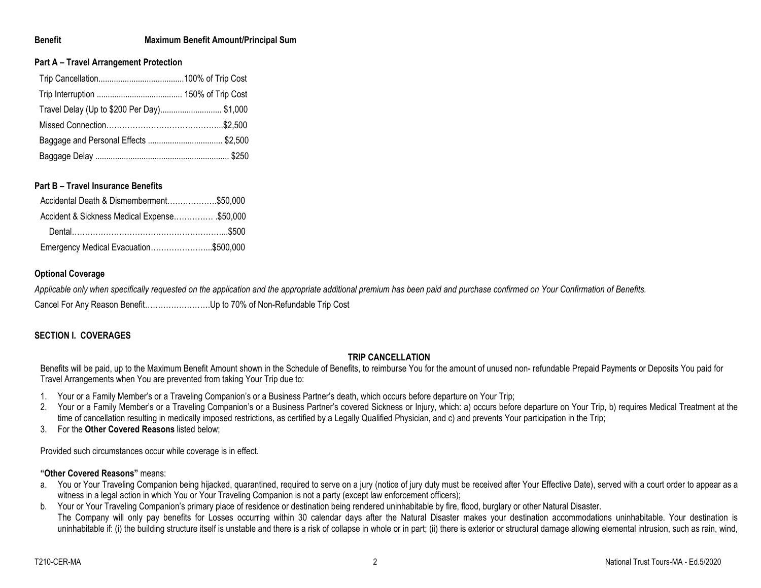| Benefit | Maximum Benefit Amount/Principal Sum |
|---|---|
| **Part A – Travel Arrangement Protection** | |
| Trip Cancellation | 100% of Trip Cost |
| Trip Interruption | 150% of Trip Cost |
| Travel Delay (Up to $200 Per Day) | $1,000 |
| Missed Connection | $2,500 |
| Baggage and Personal Effects | $2,500 |
| Baggage Delay | $250 |
| **Part B – Travel Insurance Benefits** | |
| Accidental Death & Dismemberment | $50,000 |
| Accident & Sickness Medical Expense | $50,000 |
| Dental | $500 |
| Emergency Medical Evacuation | $500,000 |

**Optional Coverage**

*Applicable only when specifically requested on the application and the appropriate additional premium has been paid and purchase confirmed on Your Confirmation of Benefits.*

Cancel For Any Reason Benefit……………………Up to 70% of Non-Refundable Trip Cost

## SECTION I. COVERAGES

### TRIP CANCELLATION

Benefits will be paid, up to the Maximum Benefit Amount shown in the Schedule of Benefits, to reimburse You for the amount of unused non- refundable Prepaid Payments or Deposits You paid for Travel Arrangements when You are prevented from taking Your Trip due to:

1. Your or a Family Member's or a Traveling Companion's or a Business Partner's death, which occurs before departure on Your Trip;
2. Your or a Family Member's or a Traveling Companion's or a Business Partner's covered Sickness or Injury, which: a) occurs before departure on Your Trip, b) requires Medical Treatment at the time of cancellation resulting in medically imposed restrictions, as certified by a Legally Qualified Physician, and c) and prevents Your participation in the Trip;
3. For the **Other Covered Reasons** listed below;

Provided such circumstances occur while coverage is in effect.

**"Other Covered Reasons"** means:

a. You or Your Traveling Companion being hijacked, quarantined, required to serve on a jury (notice of jury duty must be received after Your Effective Date), served with a court order to appear as a witness in a legal action in which You or Your Traveling Companion is not a party (except law enforcement officers);
b. Your or Your Traveling Companion's primary place of residence or destination being rendered uninhabitable by fire, flood, burglary or other Natural Disaster.
   The Company will only pay benefits for Losses occurring within 30 calendar days after the Natural Disaster makes your destination accommodations uninhabitable. Your destination is uninhabitable if: (i) the building structure itself is unstable and there is a risk of collapse in whole or in part; (ii) there is exterior or structural damage allowing elemental intrusion, such as rain, wind,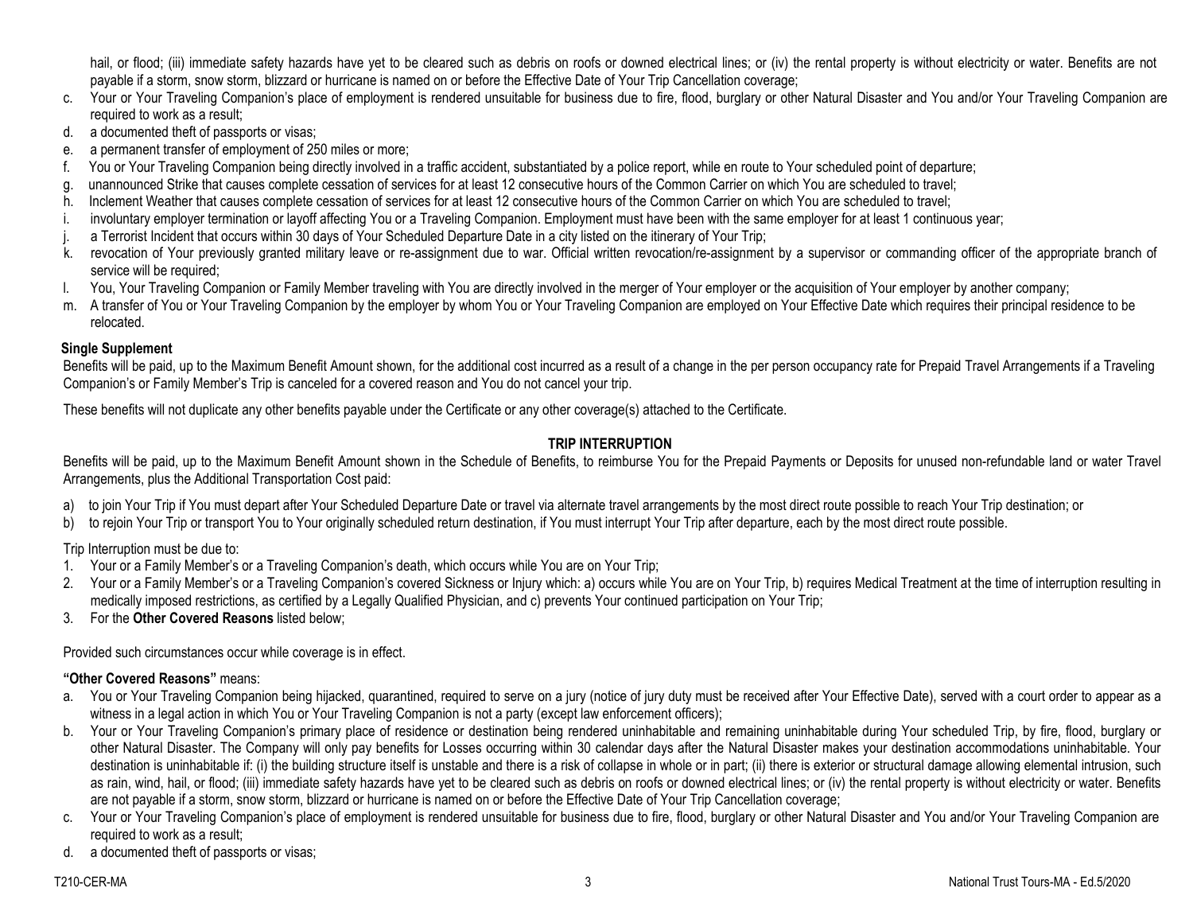hail, or flood; (iii) immediate safety hazards have yet to be cleared such as debris on roofs or downed electrical lines; or (iv) the rental property is without electricity or water. Benefits are not payable if a storm, snow storm, blizzard or hurricane is named on or before the Effective Date of Your Trip Cancellation coverage;

c. Your or Your Traveling Companion's place of employment is rendered unsuitable for business due to fire, flood, burglary or other Natural Disaster and You and/or Your Traveling Companion are required to work as a result;
d. a documented theft of passports or visas;
e. a permanent transfer of employment of 250 miles or more;
f. You or Your Traveling Companion being directly involved in a traffic accident, substantiated by a police report, while en route to Your scheduled point of departure;
g. unannounced Strike that causes complete cessation of services for at least 12 consecutive hours of the Common Carrier on which You are scheduled to travel;
h. Inclement Weather that causes complete cessation of services for at least 12 consecutive hours of the Common Carrier on which You are scheduled to travel;
i. involuntary employer termination or layoff affecting You or a Traveling Companion. Employment must have been with the same employer for at least 1 continuous year;
j. a Terrorist Incident that occurs within 30 days of Your Scheduled Departure Date in a city listed on the itinerary of Your Trip;
k. revocation of Your previously granted military leave or re-assignment due to war. Official written revocation/re-assignment by a supervisor or commanding officer of the appropriate branch of service will be required;
l. You, Your Traveling Companion or Family Member traveling with You are directly involved in the merger of Your employer or the acquisition of Your employer by another company;
m. A transfer of You or Your Traveling Companion by the employer by whom You or Your Traveling Companion are employed on Your Effective Date which requires their principal residence to be relocated.

**Single Supplement**

Benefits will be paid, up to the Maximum Benefit Amount shown, for the additional cost incurred as a result of a change in the per person occupancy rate for Prepaid Travel Arrangements if a Traveling Companion's or Family Member's Trip is canceled for a covered reason and You do not cancel your trip.

These benefits will not duplicate any other benefits payable under the Certificate or any other coverage(s) attached to the Certificate.

## TRIP INTERRUPTION

Benefits will be paid, up to the Maximum Benefit Amount shown in the Schedule of Benefits, to reimburse You for the Prepaid Payments or Deposits for unused non-refundable land or water Travel Arrangements, plus the Additional Transportation Cost paid:

a) to join Your Trip if You must depart after Your Scheduled Departure Date or travel via alternate travel arrangements by the most direct route possible to reach Your Trip destination; or
b) to rejoin Your Trip or transport You to Your originally scheduled return destination, if You must interrupt Your Trip after departure, each by the most direct route possible.

Trip Interruption must be due to:

1. Your or a Family Member's or a Traveling Companion's death, which occurs while You are on Your Trip;
2. Your or a Family Member's or a Traveling Companion's covered Sickness or Injury which: a) occurs while You are on Your Trip, b) requires Medical Treatment at the time of interruption resulting in medically imposed restrictions, as certified by a Legally Qualified Physician, and c) prevents Your continued participation on Your Trip;
3. For the **Other Covered Reasons** listed below;

Provided such circumstances occur while coverage is in effect.

**"Other Covered Reasons"** means:

a. You or Your Traveling Companion being hijacked, quarantined, required to serve on a jury (notice of jury duty must be received after Your Effective Date), served with a court order to appear as a witness in a legal action in which You or Your Traveling Companion is not a party (except law enforcement officers);
b. Your or Your Traveling Companion's primary place of residence or destination being rendered uninhabitable and remaining uninhabitable during Your scheduled Trip, by fire, flood, burglary or other Natural Disaster. The Company will only pay benefits for Losses occurring within 30 calendar days after the Natural Disaster makes your destination accommodations uninhabitable. Your destination is uninhabitable if: (i) the building structure itself is unstable and there is a risk of collapse in whole or in part; (ii) there is exterior or structural damage allowing elemental intrusion, such as rain, wind, hail, or flood; (iii) immediate safety hazards have yet to be cleared such as debris on roofs or downed electrical lines; or (iv) the rental property is without electricity or water. Benefits are not payable if a storm, snow storm, blizzard or hurricane is named on or before the Effective Date of Your Trip Cancellation coverage;
c. Your or Your Traveling Companion's place of employment is rendered unsuitable for business due to fire, flood, burglary or other Natural Disaster and You and/or Your Traveling Companion are required to work as a result;
d. a documented theft of passports or visas;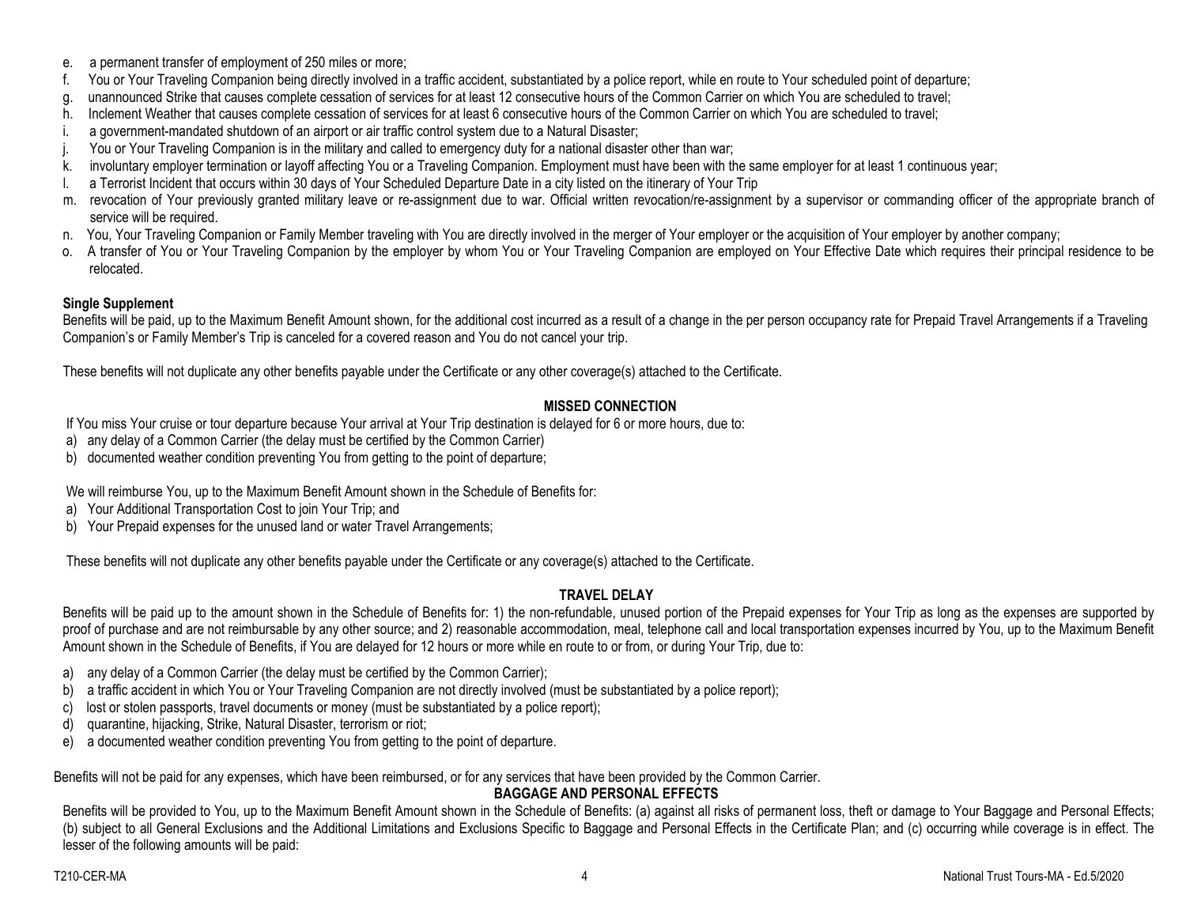e. a permanent transfer of employment of 250 miles or more;
f. You or Your Traveling Companion being directly involved in a traffic accident, substantiated by a police report, while en route to Your scheduled point of departure;
g. unannounced Strike that causes complete cessation of services for at least 12 consecutive hours of the Common Carrier on which You are scheduled to travel;
h. Inclement Weather that causes complete cessation of services for at least 6 consecutive hours of the Common Carrier on which You are scheduled to travel;
i. a government-mandated shutdown of an airport or air traffic control system due to a Natural Disaster;
j. You or Your Traveling Companion is in the military and called to emergency duty for a national disaster other than war;
k. involuntary employer termination or layoff affecting You or a Traveling Companion. Employment must have been with the same employer for at least 1 continuous year;
l. a Terrorist Incident that occurs within 30 days of Your Scheduled Departure Date in a city listed on the itinerary of Your Trip
m. revocation of Your previously granted military leave or re-assignment due to war. Official written revocation/re-assignment by a supervisor or commanding officer of the appropriate branch of service will be required.
n. You, Your Traveling Companion or Family Member traveling with You are directly involved in the merger of Your employer or the acquisition of Your employer by another company;
o. A transfer of You or Your Traveling Companion by the employer by whom You or Your Traveling Companion are employed on Your Effective Date which requires their principal residence to be relocated.

**Single Supplement**

Benefits will be paid, up to the Maximum Benefit Amount shown, for the additional cost incurred as a result of a change in the per person occupancy rate for Prepaid Travel Arrangements if a Traveling Companion's or Family Member's Trip is canceled for a covered reason and You do not cancel your trip.

These benefits will not duplicate any other benefits payable under the Certificate or any other coverage(s) attached to the Certificate.

## MISSED CONNECTION

If You miss Your cruise or tour departure because Your arrival at Your Trip destination is delayed for 6 or more hours, due to:

a) any delay of a Common Carrier (the delay must be certified by the Common Carrier)
b) documented weather condition preventing You from getting to the point of departure;

We will reimburse You, up to the Maximum Benefit Amount shown in the Schedule of Benefits for:

a) Your Additional Transportation Cost to join Your Trip; and
b) Your Prepaid expenses for the unused land or water Travel Arrangements;

These benefits will not duplicate any other benefits payable under the Certificate or any coverage(s) attached to the Certificate.

## TRAVEL DELAY

Benefits will be paid up to the amount shown in the Schedule of Benefits for: 1) the non-refundable, unused portion of the Prepaid expenses for Your Trip as long as the expenses are supported by proof of purchase and are not reimbursable by any other source; and 2) reasonable accommodation, meal, telephone call and local transportation expenses incurred by You, up to the Maximum Benefit Amount shown in the Schedule of Benefits, if You are delayed for 12 hours or more while en route to or from, or during Your Trip, due to:

a) any delay of a Common Carrier (the delay must be certified by the Common Carrier);
b) a traffic accident in which You or Your Traveling Companion are not directly involved (must be substantiated by a police report);
c) lost or stolen passports, travel documents or money (must be substantiated by a police report);
d) quarantine, hijacking, Strike, Natural Disaster, terrorism or riot;
e) a documented weather condition preventing You from getting to the point of departure.

Benefits will not be paid for any expenses, which have been reimbursed, or for any services that have been provided by the Common Carrier.

## BAGGAGE AND PERSONAL EFFECTS

Benefits will be provided to You, up to the Maximum Benefit Amount shown in the Schedule of Benefits: (a) against all risks of permanent loss, theft or damage to Your Baggage and Personal Effects; (b) subject to all General Exclusions and the Additional Limitations and Exclusions Specific to Baggage and Personal Effects in the Certificate Plan; and (c) occurring while coverage is in effect. The lesser of the following amounts will be paid: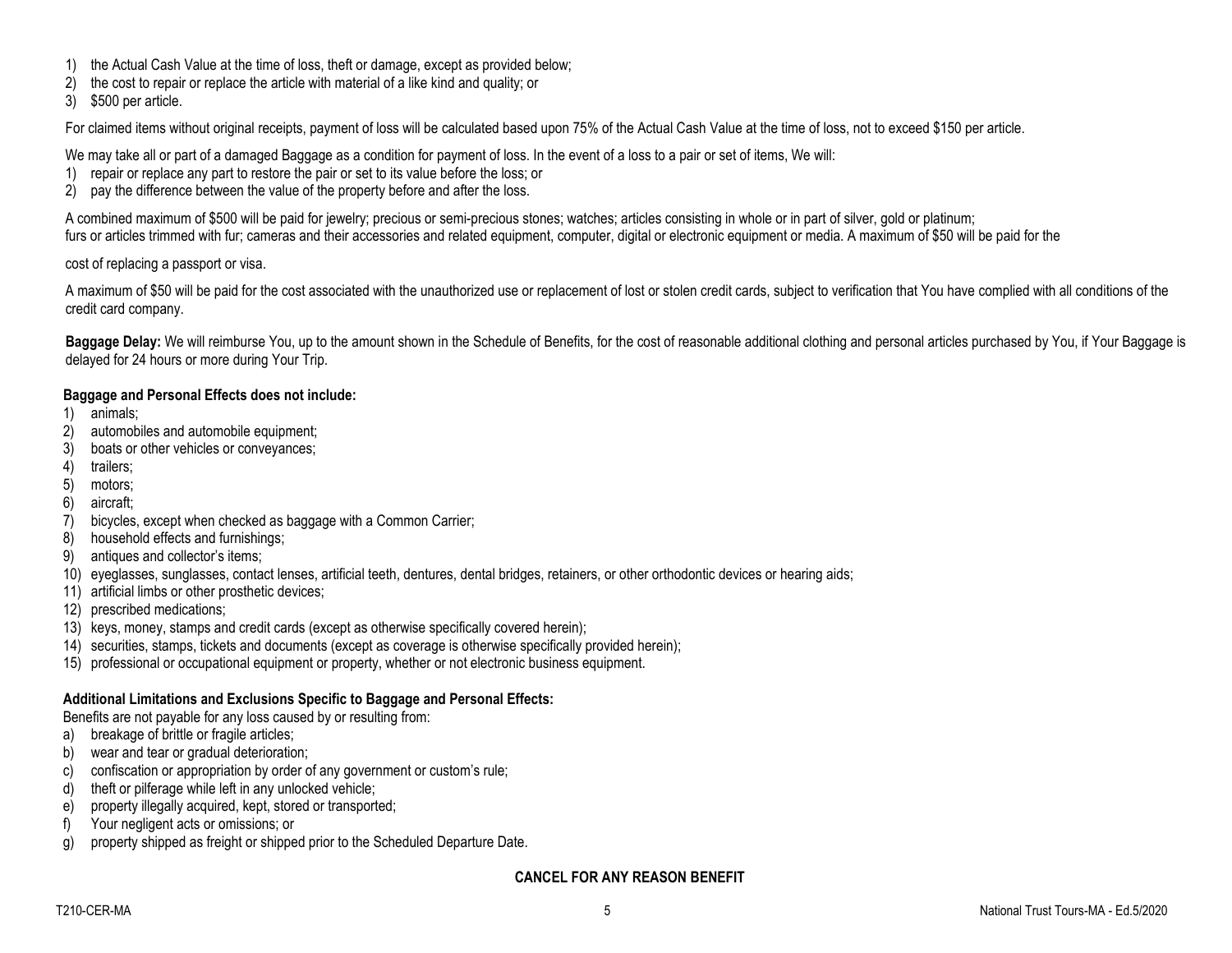1) the Actual Cash Value at the time of loss, theft or damage, except as provided below;
2) the cost to repair or replace the article with material of a like kind and quality; or
3) $500 per article.

For claimed items without original receipts, payment of loss will be calculated based upon 75% of the Actual Cash Value at the time of loss, not to exceed $150 per article.

We may take all or part of a damaged Baggage as a condition for payment of loss. In the event of a loss to a pair or set of items, We will:
1) repair or replace any part to restore the pair or set to its value before the loss; or
2) pay the difference between the value of the property before and after the loss.

A combined maximum of $500 will be paid for jewelry; precious or semi-precious stones; watches; articles consisting in whole or in part of silver, gold or platinum; furs or articles trimmed with fur; cameras and their accessories and related equipment, computer, digital or electronic equipment or media. A maximum of $50 will be paid for the cost of replacing a passport or visa.

A maximum of $50 will be paid for the cost associated with the unauthorized use or replacement of lost or stolen credit cards, subject to verification that You have complied with all conditions of the credit card company.

**Baggage Delay:** We will reimburse You, up to the amount shown in the Schedule of Benefits, for the cost of reasonable additional clothing and personal articles purchased by You, if Your Baggage is delayed for 24 hours or more during Your Trip.

**Baggage and Personal Effects does not include:**
1) animals;
2) automobiles and automobile equipment;
3) boats or other vehicles or conveyances;
4) trailers;
5) motors;
6) aircraft;
7) bicycles, except when checked as baggage with a Common Carrier;
8) household effects and furnishings;
9) antiques and collector's items;
10) eyeglasses, sunglasses, contact lenses, artificial teeth, dentures, dental bridges, retainers, or other orthodontic devices or hearing aids;
11) artificial limbs or other prosthetic devices;
12) prescribed medications;
13) keys, money, stamps and credit cards (except as otherwise specifically covered herein);
14) securities, stamps, tickets and documents (except as coverage is otherwise specifically provided herein);
15) professional or occupational equipment or property, whether or not electronic business equipment.

**Additional Limitations and Exclusions Specific to Baggage and Personal Effects:**

Benefits are not payable for any loss caused by or resulting from:
a) breakage of brittle or fragile articles;
b) wear and tear or gradual deterioration;
c) confiscation or appropriation by order of any government or custom's rule;
d) theft or pilferage while left in any unlocked vehicle;
e) property illegally acquired, kept, stored or transported;
f) Your negligent acts or omissions; or
g) property shipped as freight or shipped prior to the Scheduled Departure Date.

## CANCEL FOR ANY REASON BENEFIT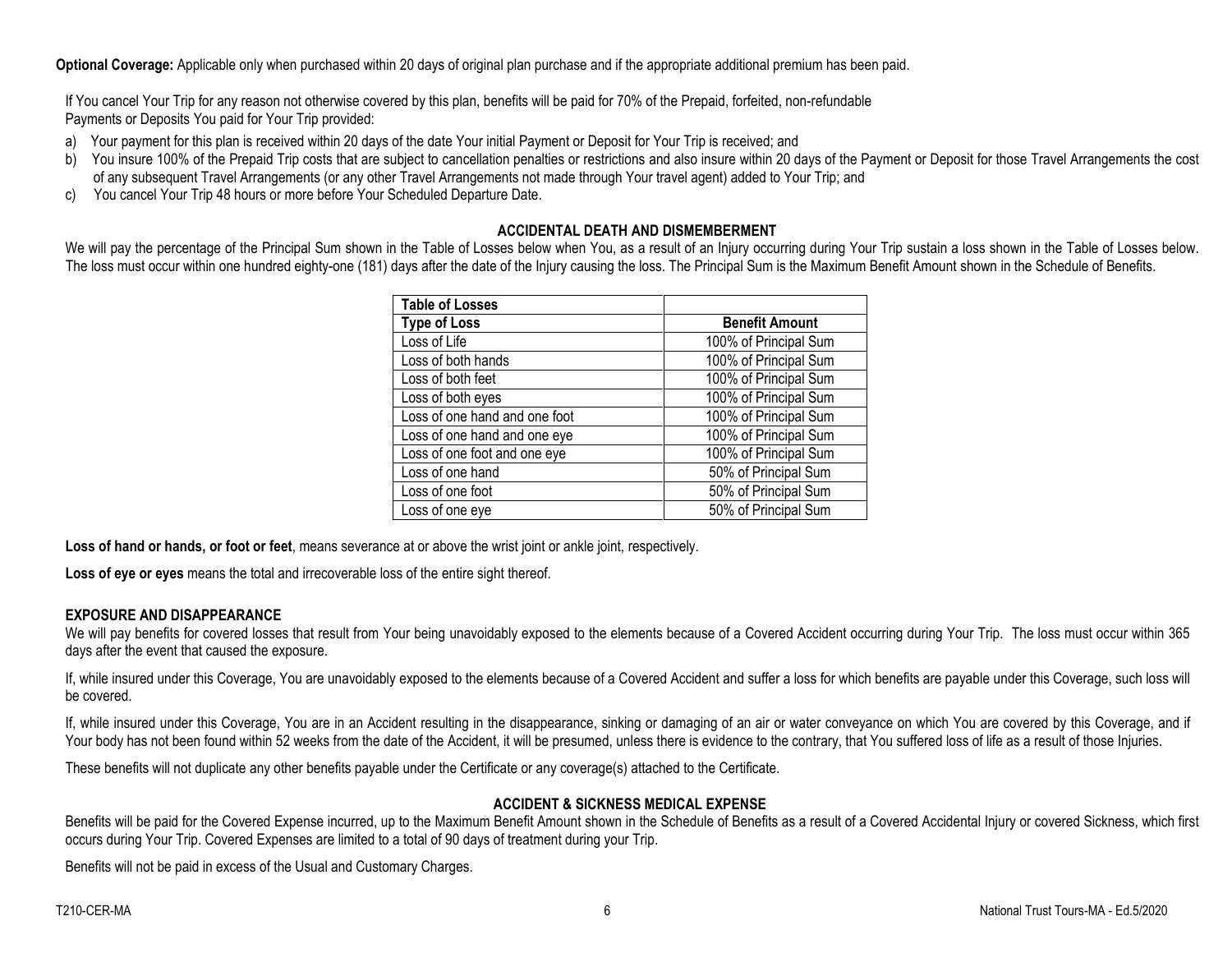**Optional Coverage:** Applicable only when purchased within 20 days of original plan purchase and if the appropriate additional premium has been paid.

If You cancel Your Trip for any reason not otherwise covered by this plan, benefits will be paid for 70% of the Prepaid, forfeited, non-refundable Payments or Deposits You paid for Your Trip provided:

a) Your payment for this plan is received within 20 days of the date Your initial Payment or Deposit for Your Trip is received; and
b) You insure 100% of the Prepaid Trip costs that are subject to cancellation penalties or restrictions and also insure within 20 days of the Payment or Deposit for those Travel Arrangements the cost of any subsequent Travel Arrangements (or any other Travel Arrangements not made through Your travel agent) added to Your Trip; and
c) You cancel Your Trip 48 hours or more before Your Scheduled Departure Date.

## ACCIDENTAL DEATH AND DISMEMBERMENT

We will pay the percentage of the Principal Sum shown in the Table of Losses below when You, as a result of an Injury occurring during Your Trip sustain a loss shown in the Table of Losses below. The loss must occur within one hundred eighty-one (181) days after the date of the Injury causing the loss. The Principal Sum is the Maximum Benefit Amount shown in the Schedule of Benefits.

| Table of Losses | |
|---|---|
| **Type of Loss** | **Benefit Amount** |
| Loss of Life | 100% of Principal Sum |
| Loss of both hands | 100% of Principal Sum |
| Loss of both feet | 100% of Principal Sum |
| Loss of both eyes | 100% of Principal Sum |
| Loss of one hand and one foot | 100% of Principal Sum |
| Loss of one hand and one eye | 100% of Principal Sum |
| Loss of one foot and one eye | 100% of Principal Sum |
| Loss of one hand | 50% of Principal Sum |
| Loss of one foot | 50% of Principal Sum |
| Loss of one eye | 50% of Principal Sum |

**Loss of hand or hands, or foot or feet**, means severance at or above the wrist joint or ankle joint, respectively.

**Loss of eye or eyes** means the total and irrecoverable loss of the entire sight thereof.

## EXPOSURE AND DISAPPEARANCE

We will pay benefits for covered losses that result from Your being unavoidably exposed to the elements because of a Covered Accident occurring during Your Trip. The loss must occur within 365 days after the event that caused the exposure.

If, while insured under this Coverage, You are unavoidably exposed to the elements because of a Covered Accident and suffer a loss for which benefits are payable under this Coverage, such loss will be covered.

If, while insured under this Coverage, You are in an Accident resulting in the disappearance, sinking or damaging of an air or water conveyance on which You are covered by this Coverage, and if Your body has not been found within 52 weeks from the date of the Accident, it will be presumed, unless there is evidence to the contrary, that You suffered loss of life as a result of those Injuries.

These benefits will not duplicate any other benefits payable under the Certificate or any coverage(s) attached to the Certificate.

## ACCIDENT & SICKNESS MEDICAL EXPENSE

Benefits will be paid for the Covered Expense incurred, up to the Maximum Benefit Amount shown in the Schedule of Benefits as a result of a Covered Accidental Injury or covered Sickness, which first occurs during Your Trip. Covered Expenses are limited to a total of 90 days of treatment during your Trip.

Benefits will not be paid in excess of the Usual and Customary Charges.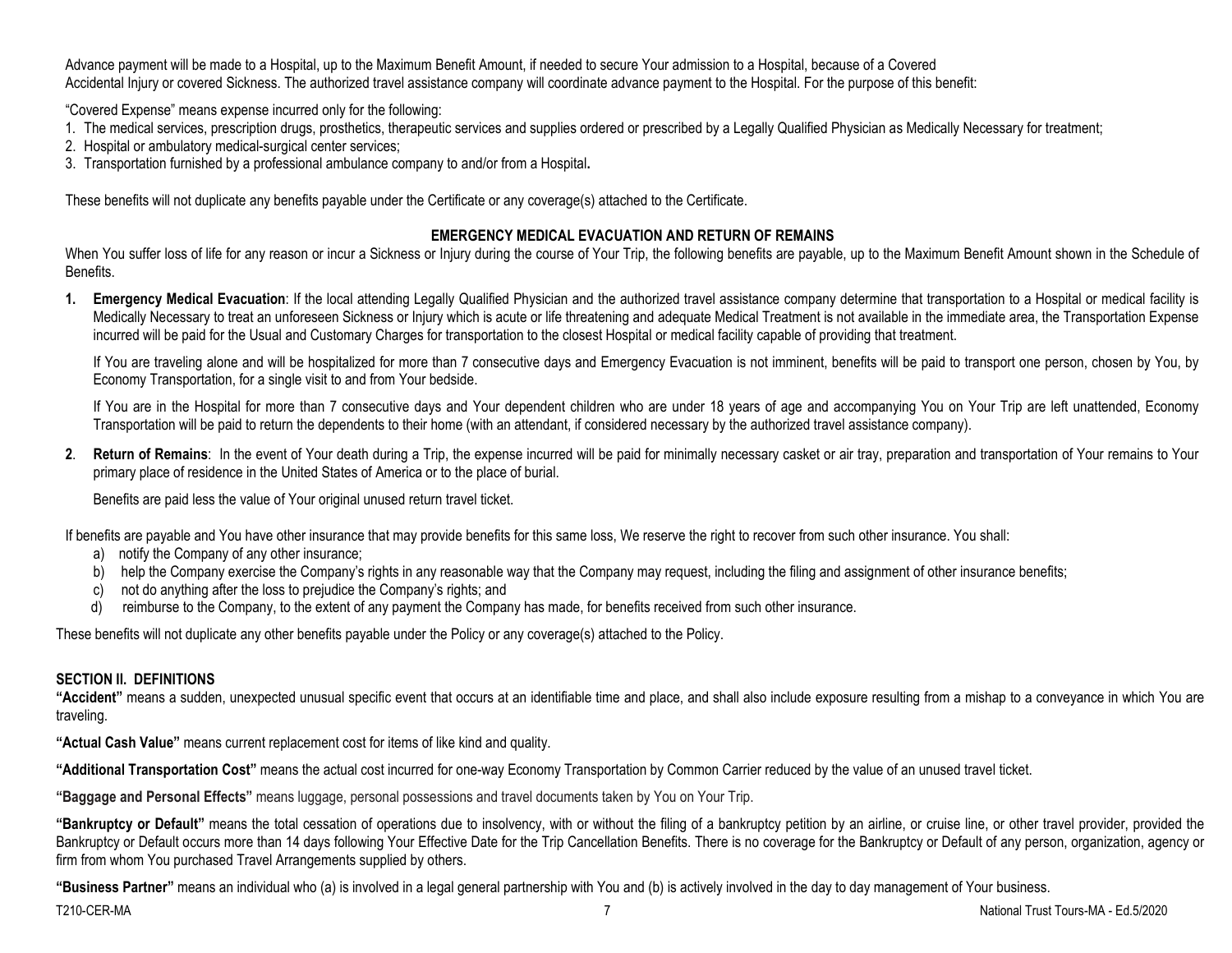Advance payment will be made to a Hospital, up to the Maximum Benefit Amount, if needed to secure Your admission to a Hospital, because of a Covered Accidental Injury or covered Sickness. The authorized travel assistance company will coordinate advance payment to the Hospital. For the purpose of this benefit:

"Covered Expense" means expense incurred only for the following:

1. The medical services, prescription drugs, prosthetics, therapeutic services and supplies ordered or prescribed by a Legally Qualified Physician as Medically Necessary for treatment;
2. Hospital or ambulatory medical-surgical center services;
3. Transportation furnished by a professional ambulance company to and/or from a Hospital**.**

These benefits will not duplicate any benefits payable under the Certificate or any coverage(s) attached to the Certificate.

### EMERGENCY MEDICAL EVACUATION AND RETURN OF REMAINS

When You suffer loss of life for any reason or incur a Sickness or Injury during the course of Your Trip, the following benefits are payable, up to the Maximum Benefit Amount shown in the Schedule of Benefits.

**1. Emergency Medical Evacuation**: If the local attending Legally Qualified Physician and the authorized travel assistance company determine that transportation to a Hospital or medical facility is Medically Necessary to treat an unforeseen Sickness or Injury which is acute or life threatening and adequate Medical Treatment is not available in the immediate area, the Transportation Expense incurred will be paid for the Usual and Customary Charges for transportation to the closest Hospital or medical facility capable of providing that treatment.

If You are traveling alone and will be hospitalized for more than 7 consecutive days and Emergency Evacuation is not imminent, benefits will be paid to transport one person, chosen by You, by Economy Transportation, for a single visit to and from Your bedside.

If You are in the Hospital for more than 7 consecutive days and Your dependent children who are under 18 years of age and accompanying You on Your Trip are left unattended, Economy Transportation will be paid to return the dependents to their home (with an attendant, if considered necessary by the authorized travel assistance company).

**2**. **Return of Remains**: In the event of Your death during a Trip, the expense incurred will be paid for minimally necessary casket or air tray, preparation and transportation of Your remains to Your primary place of residence in the United States of America or to the place of burial.

Benefits are paid less the value of Your original unused return travel ticket.

If benefits are payable and You have other insurance that may provide benefits for this same loss, We reserve the right to recover from such other insurance. You shall:

a) notify the Company of any other insurance;
b) help the Company exercise the Company's rights in any reasonable way that the Company may request, including the filing and assignment of other insurance benefits;
c) not do anything after the loss to prejudice the Company's rights; and
d) reimburse to the Company, to the extent of any payment the Company has made, for benefits received from such other insurance.

These benefits will not duplicate any other benefits payable under the Policy or any coverage(s) attached to the Policy.

## SECTION II. DEFINITIONS

**"Accident"** means a sudden, unexpected unusual specific event that occurs at an identifiable time and place, and shall also include exposure resulting from a mishap to a conveyance in which You are traveling.

**"Actual Cash Value"** means current replacement cost for items of like kind and quality.

**"Additional Transportation Cost"** means the actual cost incurred for one-way Economy Transportation by Common Carrier reduced by the value of an unused travel ticket.

**"Baggage and Personal Effects"** means luggage, personal possessions and travel documents taken by You on Your Trip.

**"Bankruptcy or Default"** means the total cessation of operations due to insolvency, with or without the filing of a bankruptcy petition by an airline, or cruise line, or other travel provider, provided the Bankruptcy or Default occurs more than 14 days following Your Effective Date for the Trip Cancellation Benefits. There is no coverage for the Bankruptcy or Default of any person, organization, agency or firm from whom You purchased Travel Arrangements supplied by others.

**"Business Partner"** means an individual who (a) is involved in a legal general partnership with You and (b) is actively involved in the day to day management of Your business.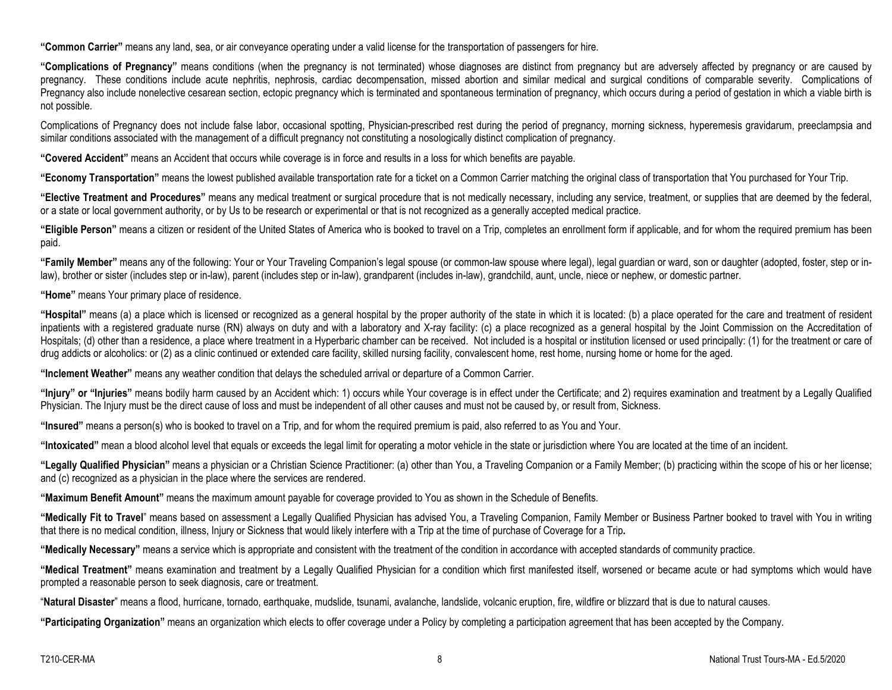**"Common Carrier"** means any land, sea, or air conveyance operating under a valid license for the transportation of passengers for hire.

**"Complications of Pregnancy"** means conditions (when the pregnancy is not terminated) whose diagnoses are distinct from pregnancy but are adversely affected by pregnancy or are caused by pregnancy. These conditions include acute nephritis, nephrosis, cardiac decompensation, missed abortion and similar medical and surgical conditions of comparable severity. Complications of Pregnancy also include nonelective cesarean section, ectopic pregnancy which is terminated and spontaneous termination of pregnancy, which occurs during a period of gestation in which a viable birth is not possible.

Complications of Pregnancy does not include false labor, occasional spotting, Physician-prescribed rest during the period of pregnancy, morning sickness, hyperemesis gravidarum, preeclampsia and similar conditions associated with the management of a difficult pregnancy not constituting a nosologically distinct complication of pregnancy.

**"Covered Accident"** means an Accident that occurs while coverage is in force and results in a loss for which benefits are payable.

**"Economy Transportation"** means the lowest published available transportation rate for a ticket on a Common Carrier matching the original class of transportation that You purchased for Your Trip.

**"Elective Treatment and Procedures"** means any medical treatment or surgical procedure that is not medically necessary, including any service, treatment, or supplies that are deemed by the federal, or a state or local government authority, or by Us to be research or experimental or that is not recognized as a generally accepted medical practice.

**"Eligible Person"** means a citizen or resident of the United States of America who is booked to travel on a Trip, completes an enrollment form if applicable, and for whom the required premium has been paid.

**"Family Member"** means any of the following: Your or Your Traveling Companion's legal spouse (or common-law spouse where legal), legal guardian or ward, son or daughter (adopted, foster, step or in-law), brother or sister (includes step or in-law), parent (includes step or in-law), grandparent (includes in-law), grandchild, aunt, uncle, niece or nephew, or domestic partner.

**"Home"** means Your primary place of residence.

**"Hospital"** means (a) a place which is licensed or recognized as a general hospital by the proper authority of the state in which it is located: (b) a place operated for the care and treatment of resident inpatients with a registered graduate nurse (RN) always on duty and with a laboratory and X-ray facility: (c) a place recognized as a general hospital by the Joint Commission on the Accreditation of Hospitals; (d) other than a residence, a place where treatment in a Hyperbaric chamber can be received. Not included is a hospital or institution licensed or used principally: (1) for the treatment or care of drug addicts or alcoholics: or (2) as a clinic continued or extended care facility, skilled nursing facility, convalescent home, rest home, nursing home or home for the aged.

**"Inclement Weather"** means any weather condition that delays the scheduled arrival or departure of a Common Carrier.

**"Injury" or "Injuries"** means bodily harm caused by an Accident which: 1) occurs while Your coverage is in effect under the Certificate; and 2) requires examination and treatment by a Legally Qualified Physician. The Injury must be the direct cause of loss and must be independent of all other causes and must not be caused by, or result from, Sickness.

**"Insured"** means a person(s) who is booked to travel on a Trip, and for whom the required premium is paid, also referred to as You and Your.

**"Intoxicated"** mean a blood alcohol level that equals or exceeds the legal limit for operating a motor vehicle in the state or jurisdiction where You are located at the time of an incident.

**"Legally Qualified Physician"** means a physician or a Christian Science Practitioner: (a) other than You, a Traveling Companion or a Family Member; (b) practicing within the scope of his or her license; and (c) recognized as a physician in the place where the services are rendered.

**"Maximum Benefit Amount"** means the maximum amount payable for coverage provided to You as shown in the Schedule of Benefits.

**"Medically Fit to Travel"** means based on assessment a Legally Qualified Physician has advised You, a Traveling Companion, Family Member or Business Partner booked to travel with You in writing that there is no medical condition, illness, Injury or Sickness that would likely interfere with a Trip at the time of purchase of Coverage for a Trip**.**

**"Medically Necessary"** means a service which is appropriate and consistent with the treatment of the condition in accordance with accepted standards of community practice.

**"Medical Treatment"** means examination and treatment by a Legally Qualified Physician for a condition which first manifested itself, worsened or became acute or had symptoms which would have prompted a reasonable person to seek diagnosis, care or treatment.

"**Natural Disaster**" means a flood, hurricane, tornado, earthquake, mudslide, tsunami, avalanche, landslide, volcanic eruption, fire, wildfire or blizzard that is due to natural causes.

**"Participating Organization"** means an organization which elects to offer coverage under a Policy by completing a participation agreement that has been accepted by the Company.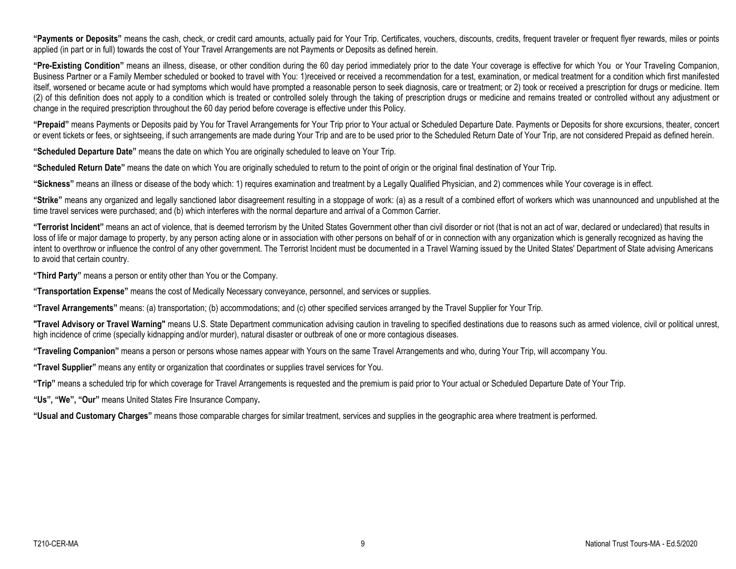**"Payments or Deposits"** means the cash, check, or credit card amounts, actually paid for Your Trip. Certificates, vouchers, discounts, credits, frequent traveler or frequent flyer rewards, miles or points applied (in part or in full) towards the cost of Your Travel Arrangements are not Payments or Deposits as defined herein.

**"Pre-Existing Condition"** means an illness, disease, or other condition during the 60 day period immediately prior to the date Your coverage is effective for which You or Your Traveling Companion, Business Partner or a Family Member scheduled or booked to travel with You: 1)received or received a recommendation for a test, examination, or medical treatment for a condition which first manifested itself, worsened or became acute or had symptoms which would have prompted a reasonable person to seek diagnosis, care or treatment; or 2) took or received a prescription for drugs or medicine. Item (2) of this definition does not apply to a condition which is treated or controlled solely through the taking of prescription drugs or medicine and remains treated or controlled without any adjustment or change in the required prescription throughout the 60 day period before coverage is effective under this Policy.

**"Prepaid"** means Payments or Deposits paid by You for Travel Arrangements for Your Trip prior to Your actual or Scheduled Departure Date. Payments or Deposits for shore excursions, theater, concert or event tickets or fees, or sightseeing, if such arrangements are made during Your Trip and are to be used prior to the Scheduled Return Date of Your Trip, are not considered Prepaid as defined herein.

**"Scheduled Departure Date"** means the date on which You are originally scheduled to leave on Your Trip.

**"Scheduled Return Date"** means the date on which You are originally scheduled to return to the point of origin or the original final destination of Your Trip.

**"Sickness"** means an illness or disease of the body which: 1) requires examination and treatment by a Legally Qualified Physician, and 2) commences while Your coverage is in effect.

**"Strike"** means any organized and legally sanctioned labor disagreement resulting in a stoppage of work: (a) as a result of a combined effort of workers which was unannounced and unpublished at the time travel services were purchased; and (b) which interferes with the normal departure and arrival of a Common Carrier.

**"Terrorist Incident"** means an act of violence, that is deemed terrorism by the United States Government other than civil disorder or riot (that is not an act of war, declared or undeclared) that results in loss of life or major damage to property, by any person acting alone or in association with other persons on behalf of or in connection with any organization which is generally recognized as having the intent to overthrow or influence the control of any other government. The Terrorist Incident must be documented in a Travel Warning issued by the United States' Department of State advising Americans to avoid that certain country.

**"Third Party"** means a person or entity other than You or the Company.

**"Transportation Expense"** means the cost of Medically Necessary conveyance, personnel, and services or supplies.

**"Travel Arrangements"** means: (a) transportation; (b) accommodations; and (c) other specified services arranged by the Travel Supplier for Your Trip.

**"Travel Advisory or Travel Warning"** means U.S. State Department communication advising caution in traveling to specified destinations due to reasons such as armed violence, civil or political unrest, high incidence of crime (specially kidnapping and/or murder), natural disaster or outbreak of one or more contagious diseases.

**"Traveling Companion"** means a person or persons whose names appear with Yours on the same Travel Arrangements and who, during Your Trip, will accompany You.

**"Travel Supplier"** means any entity or organization that coordinates or supplies travel services for You.

**"Trip"** means a scheduled trip for which coverage for Travel Arrangements is requested and the premium is paid prior to Your actual or Scheduled Departure Date of Your Trip.

**"Us", "We", "Our"** means United States Fire Insurance Company**.**

**"Usual and Customary Charges"** means those comparable charges for similar treatment, services and supplies in the geographic area where treatment is performed.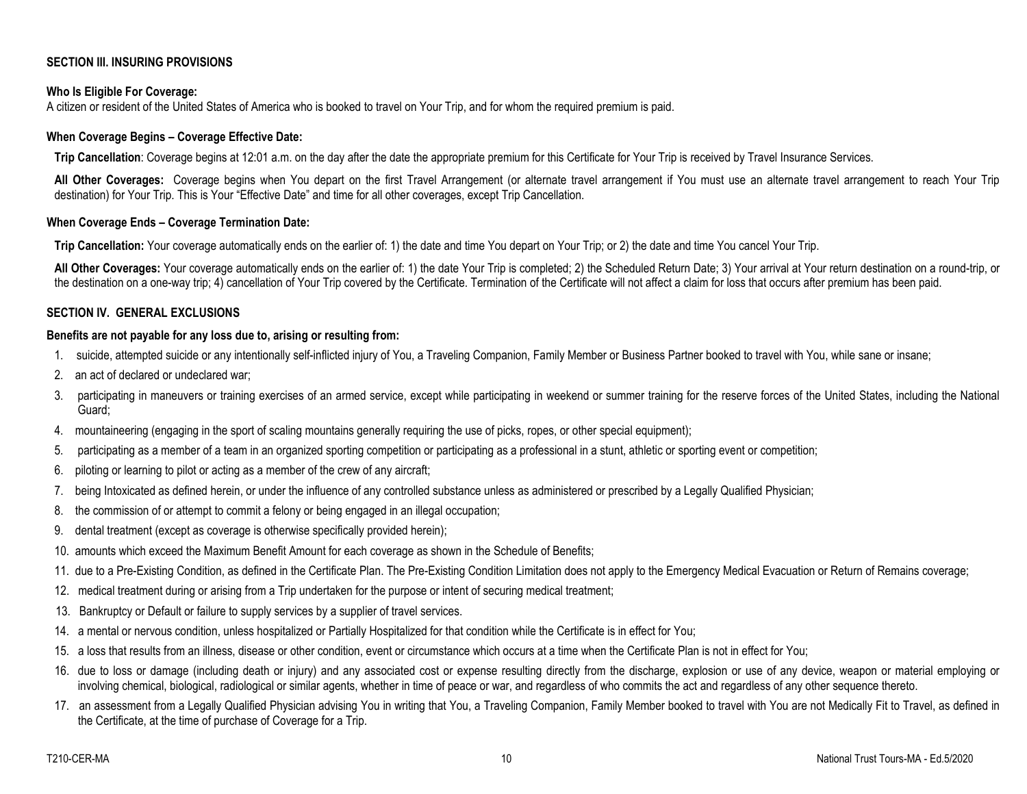## SECTION III. INSURING PROVISIONS

**Who Is Eligible For Coverage:**
A citizen or resident of the United States of America who is booked to travel on Your Trip, and for whom the required premium is paid.

**When Coverage Begins – Coverage Effective Date:**

**Trip Cancellation**: Coverage begins at 12:01 a.m. on the day after the date the appropriate premium for this Certificate for Your Trip is received by Travel Insurance Services.

**All Other Coverages:** Coverage begins when You depart on the first Travel Arrangement (or alternate travel arrangement if You must use an alternate travel arrangement to reach Your Trip destination) for Your Trip. This is Your "Effective Date" and time for all other coverages, except Trip Cancellation.

**When Coverage Ends – Coverage Termination Date:**

**Trip Cancellation:** Your coverage automatically ends on the earlier of: 1) the date and time You depart on Your Trip; or 2) the date and time You cancel Your Trip.

**All Other Coverages:** Your coverage automatically ends on the earlier of: 1) the date Your Trip is completed; 2) the Scheduled Return Date; 3) Your arrival at Your return destination on a round-trip, or the destination on a one-way trip; 4) cancellation of Your Trip covered by the Certificate. Termination of the Certificate will not affect a claim for loss that occurs after premium has been paid.

## SECTION IV. GENERAL EXCLUSIONS

**Benefits are not payable for any loss due to, arising or resulting from:**

1. suicide, attempted suicide or any intentionally self-inflicted injury of You, a Traveling Companion, Family Member or Business Partner booked to travel with You, while sane or insane;
2. an act of declared or undeclared war;
3. participating in maneuvers or training exercises of an armed service, except while participating in weekend or summer training for the reserve forces of the United States, including the National Guard;
4. mountaineering (engaging in the sport of scaling mountains generally requiring the use of picks, ropes, or other special equipment);
5. participating as a member of a team in an organized sporting competition or participating as a professional in a stunt, athletic or sporting event or competition;
6. piloting or learning to pilot or acting as a member of the crew of any aircraft;
7. being Intoxicated as defined herein, or under the influence of any controlled substance unless as administered or prescribed by a Legally Qualified Physician;
8. the commission of or attempt to commit a felony or being engaged in an illegal occupation;
9. dental treatment (except as coverage is otherwise specifically provided herein);
10. amounts which exceed the Maximum Benefit Amount for each coverage as shown in the Schedule of Benefits;
11. due to a Pre-Existing Condition, as defined in the Certificate Plan. The Pre-Existing Condition Limitation does not apply to the Emergency Medical Evacuation or Return of Remains coverage;
12. medical treatment during or arising from a Trip undertaken for the purpose or intent of securing medical treatment;
13. Bankruptcy or Default or failure to supply services by a supplier of travel services.
14. a mental or nervous condition, unless hospitalized or Partially Hospitalized for that condition while the Certificate is in effect for You;
15. a loss that results from an illness, disease or other condition, event or circumstance which occurs at a time when the Certificate Plan is not in effect for You;
16. due to loss or damage (including death or injury) and any associated cost or expense resulting directly from the discharge, explosion or use of any device, weapon or material employing or involving chemical, biological, radiological or similar agents, whether in time of peace or war, and regardless of who commits the act and regardless of any other sequence thereto.
17. an assessment from a Legally Qualified Physician advising You in writing that You, a Traveling Companion, Family Member booked to travel with You are not Medically Fit to Travel, as defined in the Certificate, at the time of purchase of Coverage for a Trip.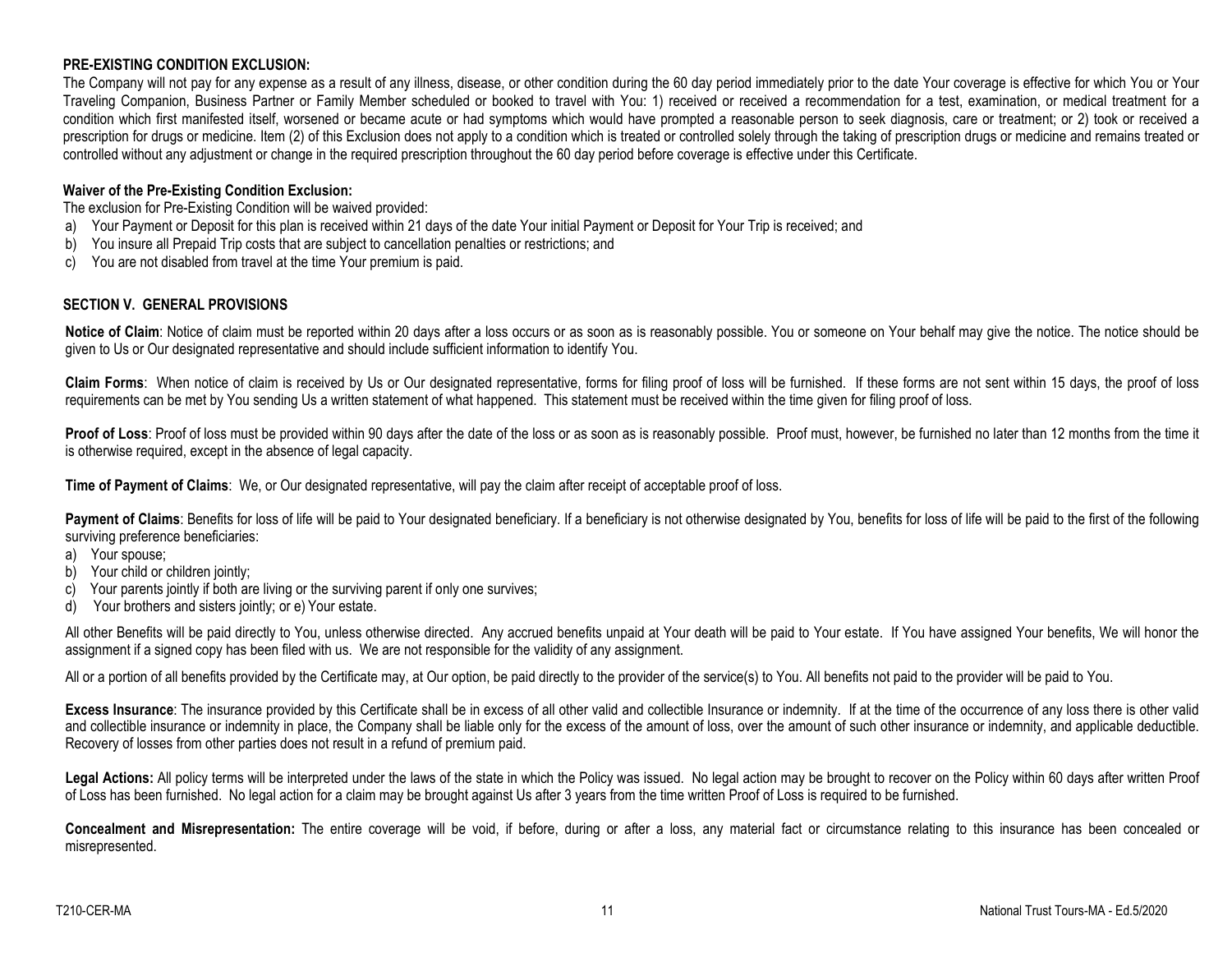**PRE-EXISTING CONDITION EXCLUSION:**

The Company will not pay for any expense as a result of any illness, disease, or other condition during the 60 day period immediately prior to the date Your coverage is effective for which You or Your Traveling Companion, Business Partner or Family Member scheduled or booked to travel with You: 1) received or received a recommendation for a test, examination, or medical treatment for a condition which first manifested itself, worsened or became acute or had symptoms which would have prompted a reasonable person to seek diagnosis, care or treatment; or 2) took or received a prescription for drugs or medicine. Item (2) of this Exclusion does not apply to a condition which is treated or controlled solely through the taking of prescription drugs or medicine and remains treated or controlled without any adjustment or change in the required prescription throughout the 60 day period before coverage is effective under this Certificate.

**Waiver of the Pre-Existing Condition Exclusion:**

The exclusion for Pre-Existing Condition will be waived provided:

a) Your Payment or Deposit for this plan is received within 21 days of the date Your initial Payment or Deposit for Your Trip is received; and
b) You insure all Prepaid Trip costs that are subject to cancellation penalties or restrictions; and
c) You are not disabled from travel at the time Your premium is paid.

**SECTION V. GENERAL PROVISIONS**

**Notice of Claim**: Notice of claim must be reported within 20 days after a loss occurs or as soon as is reasonably possible. You or someone on Your behalf may give the notice. The notice should be given to Us or Our designated representative and should include sufficient information to identify You.

**Claim Forms**: When notice of claim is received by Us or Our designated representative, forms for filing proof of loss will be furnished. If these forms are not sent within 15 days, the proof of loss requirements can be met by You sending Us a written statement of what happened. This statement must be received within the time given for filing proof of loss.

**Proof of Loss**: Proof of loss must be provided within 90 days after the date of the loss or as soon as is reasonably possible. Proof must, however, be furnished no later than 12 months from the time it is otherwise required, except in the absence of legal capacity.

**Time of Payment of Claims**: We, or Our designated representative, will pay the claim after receipt of acceptable proof of loss.

**Payment of Claims**: Benefits for loss of life will be paid to Your designated beneficiary. If a beneficiary is not otherwise designated by You, benefits for loss of life will be paid to the first of the following surviving preference beneficiaries:

a) Your spouse;
b) Your child or children jointly;
c) Your parents jointly if both are living or the surviving parent if only one survives;
d) Your brothers and sisters jointly; or e) Your estate.

All other Benefits will be paid directly to You, unless otherwise directed. Any accrued benefits unpaid at Your death will be paid to Your estate. If You have assigned Your benefits, We will honor the assignment if a signed copy has been filed with us. We are not responsible for the validity of any assignment.

All or a portion of all benefits provided by the Certificate may, at Our option, be paid directly to the provider of the service(s) to You. All benefits not paid to the provider will be paid to You.

**Excess Insurance**: The insurance provided by this Certificate shall be in excess of all other valid and collectible Insurance or indemnity. If at the time of the occurrence of any loss there is other valid and collectible insurance or indemnity in place, the Company shall be liable only for the excess of the amount of loss, over the amount of such other insurance or indemnity, and applicable deductible. Recovery of losses from other parties does not result in a refund of premium paid.

**Legal Actions:** All policy terms will be interpreted under the laws of the state in which the Policy was issued. No legal action may be brought to recover on the Policy within 60 days after written Proof of Loss has been furnished. No legal action for a claim may be brought against Us after 3 years from the time written Proof of Loss is required to be furnished.

**Concealment and Misrepresentation:** The entire coverage will be void, if before, during or after a loss, any material fact or circumstance relating to this insurance has been concealed or misrepresented.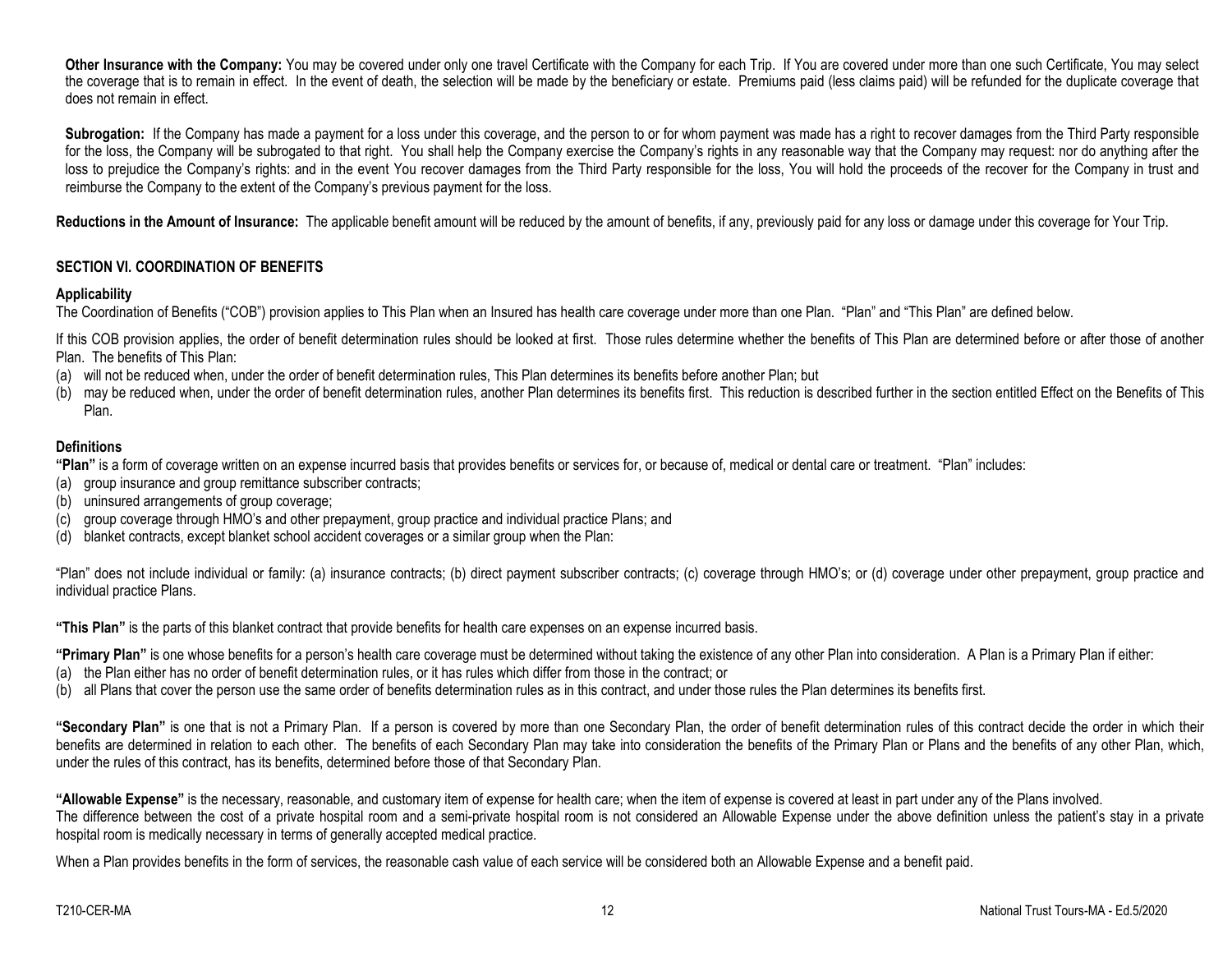**Other Insurance with the Company:** You may be covered under only one travel Certificate with the Company for each Trip. If You are covered under more than one such Certificate, You may select the coverage that is to remain in effect. In the event of death, the selection will be made by the beneficiary or estate. Premiums paid (less claims paid) will be refunded for the duplicate coverage that does not remain in effect.

**Subrogation:** If the Company has made a payment for a loss under this coverage, and the person to or for whom payment was made has a right to recover damages from the Third Party responsible for the loss, the Company will be subrogated to that right. You shall help the Company exercise the Company's rights in any reasonable way that the Company may request: nor do anything after the loss to prejudice the Company's rights: and in the event You recover damages from the Third Party responsible for the loss, You will hold the proceeds of the recover for the Company in trust and reimburse the Company to the extent of the Company's previous payment for the loss.

**Reductions in the Amount of Insurance:** The applicable benefit amount will be reduced by the amount of benefits, if any, previously paid for any loss or damage under this coverage for Your Trip.

## SECTION VI. COORDINATION OF BENEFITS

### Applicability

The Coordination of Benefits ("COB") provision applies to This Plan when an Insured has health care coverage under more than one Plan. "Plan" and "This Plan" are defined below.

If this COB provision applies, the order of benefit determination rules should be looked at first. Those rules determine whether the benefits of This Plan are determined before or after those of another Plan. The benefits of This Plan:

(a) will not be reduced when, under the order of benefit determination rules, This Plan determines its benefits before another Plan; but
(b) may be reduced when, under the order of benefit determination rules, another Plan determines its benefits first. This reduction is described further in the section entitled Effect on the Benefits of This Plan.

### Definitions

**"Plan"** is a form of coverage written on an expense incurred basis that provides benefits or services for, or because of, medical or dental care or treatment. "Plan" includes:

(a) group insurance and group remittance subscriber contracts;
(b) uninsured arrangements of group coverage;
(c) group coverage through HMO's and other prepayment, group practice and individual practice Plans; and
(d) blanket contracts, except blanket school accident coverages or a similar group when the Plan:

"Plan" does not include individual or family: (a) insurance contracts; (b) direct payment subscriber contracts; (c) coverage through HMO's; or (d) coverage under other prepayment, group practice and individual practice Plans.

**"This Plan"** is the parts of this blanket contract that provide benefits for health care expenses on an expense incurred basis.

**"Primary Plan"** is one whose benefits for a person's health care coverage must be determined without taking the existence of any other Plan into consideration. A Plan is a Primary Plan if either:

(a) the Plan either has no order of benefit determination rules, or it has rules which differ from those in the contract; or
(b) all Plans that cover the person use the same order of benefits determination rules as in this contract, and under those rules the Plan determines its benefits first.

**"Secondary Plan"** is one that is not a Primary Plan. If a person is covered by more than one Secondary Plan, the order of benefit determination rules of this contract decide the order in which their benefits are determined in relation to each other. The benefits of each Secondary Plan may take into consideration the benefits of the Primary Plan or Plans and the benefits of any other Plan, which, under the rules of this contract, has its benefits, determined before those of that Secondary Plan.

**"Allowable Expense"** is the necessary, reasonable, and customary item of expense for health care; when the item of expense is covered at least in part under any of the Plans involved.
The difference between the cost of a private hospital room and a semi-private hospital room is not considered an Allowable Expense under the above definition unless the patient's stay in a private hospital room is medically necessary in terms of generally accepted medical practice.

When a Plan provides benefits in the form of services, the reasonable cash value of each service will be considered both an Allowable Expense and a benefit paid.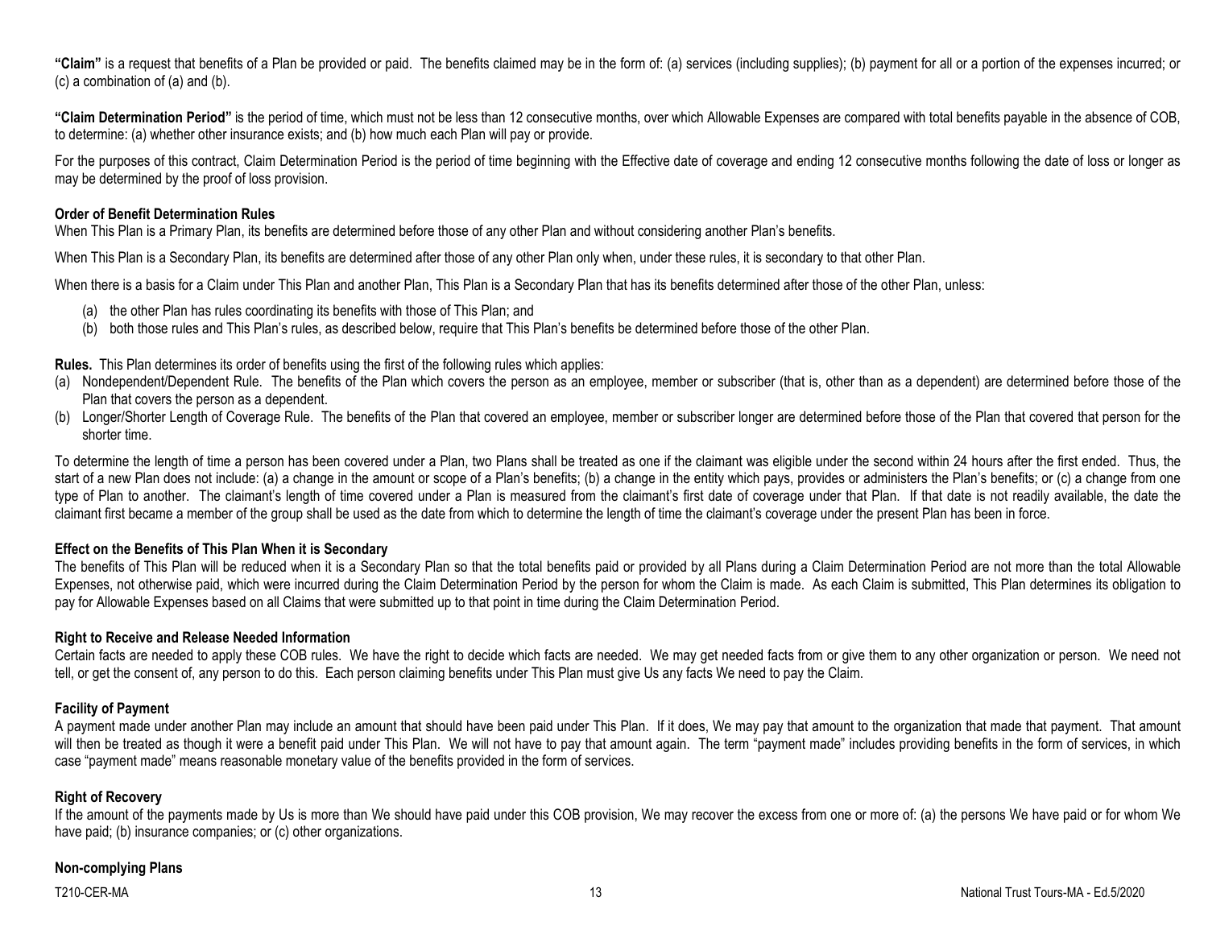**"Claim"** is a request that benefits of a Plan be provided or paid. The benefits claimed may be in the form of: (a) services (including supplies); (b) payment for all or a portion of the expenses incurred; or (c) a combination of (a) and (b).

**"Claim Determination Period"** is the period of time, which must not be less than 12 consecutive months, over which Allowable Expenses are compared with total benefits payable in the absence of COB, to determine: (a) whether other insurance exists; and (b) how much each Plan will pay or provide.

For the purposes of this contract, Claim Determination Period is the period of time beginning with the Effective date of coverage and ending 12 consecutive months following the date of loss or longer as may be determined by the proof of loss provision.

**Order of Benefit Determination Rules**

When This Plan is a Primary Plan, its benefits are determined before those of any other Plan and without considering another Plan's benefits.

When This Plan is a Secondary Plan, its benefits are determined after those of any other Plan only when, under these rules, it is secondary to that other Plan.

When there is a basis for a Claim under This Plan and another Plan, This Plan is a Secondary Plan that has its benefits determined after those of the other Plan, unless:

(a) the other Plan has rules coordinating its benefits with those of This Plan; and
(b) both those rules and This Plan's rules, as described below, require that This Plan's benefits be determined before those of the other Plan.

**Rules.** This Plan determines its order of benefits using the first of the following rules which applies:

(a) Nondependent/Dependent Rule. The benefits of the Plan which covers the person as an employee, member or subscriber (that is, other than as a dependent) are determined before those of the Plan that covers the person as a dependent.
(b) Longer/Shorter Length of Coverage Rule. The benefits of the Plan that covered an employee, member or subscriber longer are determined before those of the Plan that covered that person for the shorter time.

To determine the length of time a person has been covered under a Plan, two Plans shall be treated as one if the claimant was eligible under the second within 24 hours after the first ended. Thus, the start of a new Plan does not include: (a) a change in the amount or scope of a Plan's benefits; (b) a change in the entity which pays, provides or administers the Plan's benefits; or (c) a change from one type of Plan to another. The claimant's length of time covered under a Plan is measured from the claimant's first date of coverage under that Plan. If that date is not readily available, the date the claimant first became a member of the group shall be used as the date from which to determine the length of time the claimant's coverage under the present Plan has been in force.

**Effect on the Benefits of This Plan When it is Secondary**

The benefits of This Plan will be reduced when it is a Secondary Plan so that the total benefits paid or provided by all Plans during a Claim Determination Period are not more than the total Allowable Expenses, not otherwise paid, which were incurred during the Claim Determination Period by the person for whom the Claim is made. As each Claim is submitted, This Plan determines its obligation to pay for Allowable Expenses based on all Claims that were submitted up to that point in time during the Claim Determination Period.

**Right to Receive and Release Needed Information**

Certain facts are needed to apply these COB rules. We have the right to decide which facts are needed. We may get needed facts from or give them to any other organization or person. We need not tell, or get the consent of, any person to do this. Each person claiming benefits under This Plan must give Us any facts We need to pay the Claim.

**Facility of Payment**

A payment made under another Plan may include an amount that should have been paid under This Plan. If it does, We may pay that amount to the organization that made that payment. That amount will then be treated as though it were a benefit paid under This Plan. We will not have to pay that amount again. The term "payment made" includes providing benefits in the form of services, in which case "payment made" means reasonable monetary value of the benefits provided in the form of services.

**Right of Recovery**

If the amount of the payments made by Us is more than We should have paid under this COB provision, We may recover the excess from one or more of: (a) the persons We have paid or for whom We have paid; (b) insurance companies; or (c) other organizations.

**Non-complying Plans**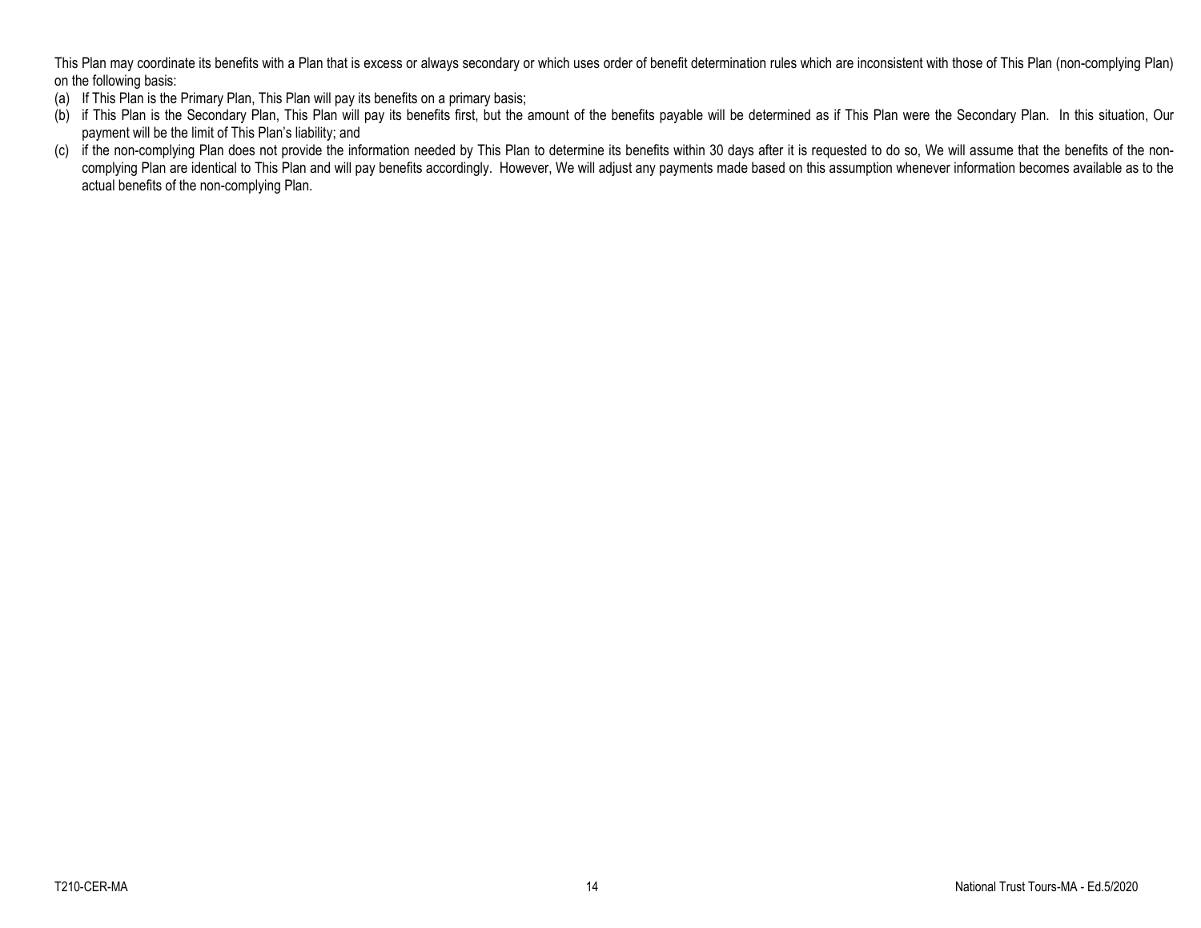This Plan may coordinate its benefits with a Plan that is excess or always secondary or which uses order of benefit determination rules which are inconsistent with those of This Plan (non-complying Plan) on the following basis:

(a) If This Plan is the Primary Plan, This Plan will pay its benefits on a primary basis;
(b) if This Plan is the Secondary Plan, This Plan will pay its benefits first, but the amount of the benefits payable will be determined as if This Plan were the Secondary Plan. In this situation, Our payment will be the limit of This Plan's liability; and
(c) if the non-complying Plan does not provide the information needed by This Plan to determine its benefits within 30 days after it is requested to do so, We will assume that the benefits of the non-complying Plan are identical to This Plan and will pay benefits accordingly. However, We will adjust any payments made based on this assumption whenever information becomes available as to the actual benefits of the non-complying Plan.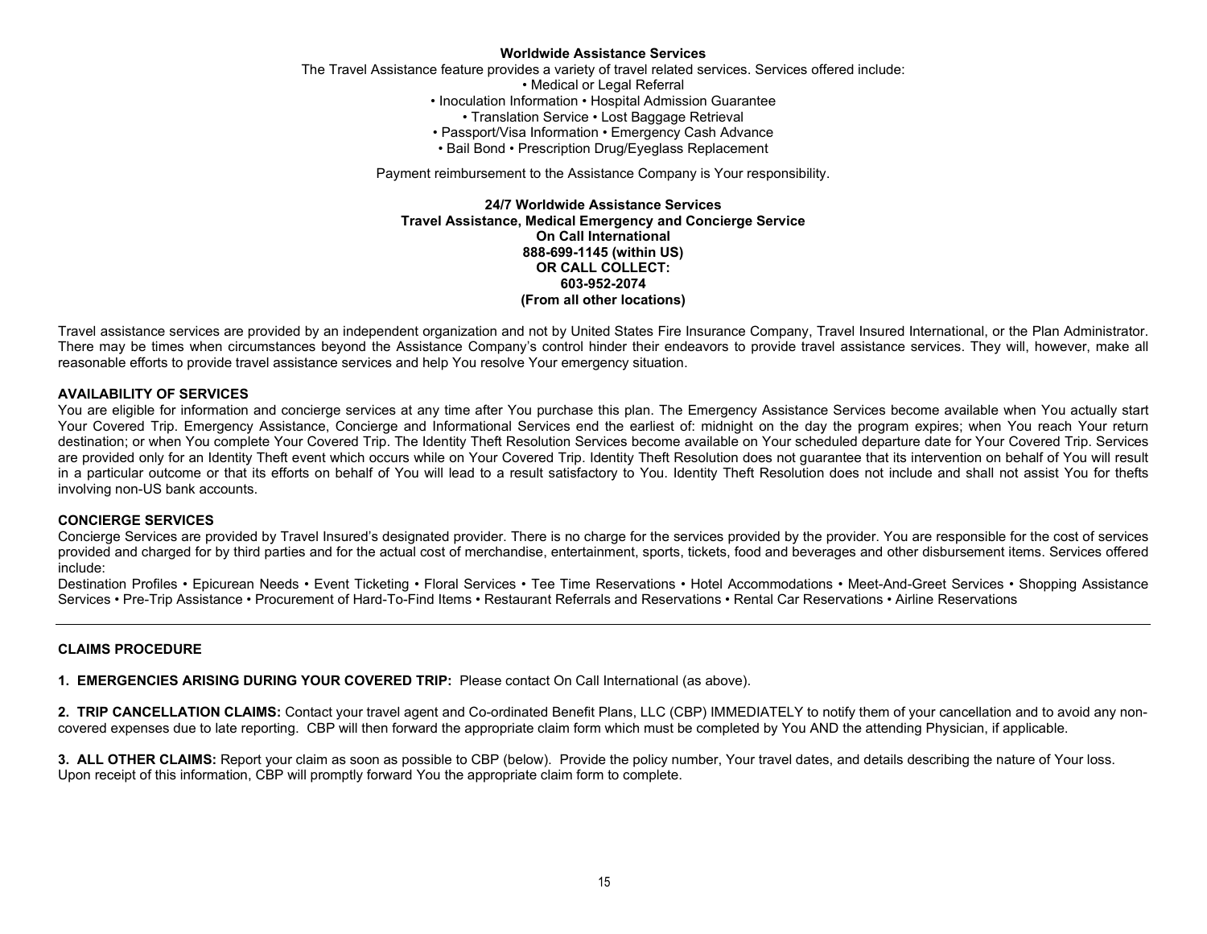## Worldwide Assistance Services

The Travel Assistance feature provides a variety of travel related services. Services offered include:

• Medical or Legal Referral
• Inoculation Information • Hospital Admission Guarantee
• Translation Service • Lost Baggage Retrieval
• Passport/Visa Information • Emergency Cash Advance
• Bail Bond • Prescription Drug/Eyeglass Replacement

Payment reimbursement to the Assistance Company is Your responsibility.

**24/7 Worldwide Assistance Services**
**Travel Assistance, Medical Emergency and Concierge Service**
**On Call International**
**888-699-1145 (within US)**
**OR CALL COLLECT:**
**603-952-2074**
**(From all other locations)**

Travel assistance services are provided by an independent organization and not by United States Fire Insurance Company, Travel Insured International, or the Plan Administrator. There may be times when circumstances beyond the Assistance Company's control hinder their endeavors to provide travel assistance services. They will, however, make all reasonable efforts to provide travel assistance services and help You resolve Your emergency situation.

### AVAILABILITY OF SERVICES

You are eligible for information and concierge services at any time after You purchase this plan. The Emergency Assistance Services become available when You actually start Your Covered Trip. Emergency Assistance, Concierge and Informational Services end the earliest of: midnight on the day the program expires; when You reach Your return destination; or when You complete Your Covered Trip. The Identity Theft Resolution Services become available on Your scheduled departure date for Your Covered Trip. Services are provided only for an Identity Theft event which occurs while on Your Covered Trip. Identity Theft Resolution does not guarantee that its intervention on behalf of You will result in a particular outcome or that its efforts on behalf of You will lead to a result satisfactory to You. Identity Theft Resolution does not include and shall not assist You for thefts involving non-US bank accounts.

### CONCIERGE SERVICES

Concierge Services are provided by Travel Insured's designated provider. There is no charge for the services provided by the provider. You are responsible for the cost of services provided and charged for by third parties and for the actual cost of merchandise, entertainment, sports, tickets, food and beverages and other disbursement items. Services offered include:

Destination Profiles • Epicurean Needs • Event Ticketing • Floral Services • Tee Time Reservations • Hotel Accommodations • Meet-And-Greet Services • Shopping Assistance Services • Pre-Trip Assistance • Procurement of Hard-To-Find Items • Restaurant Referrals and Reservations • Rental Car Reservations • Airline Reservations

---

### CLAIMS PROCEDURE

**1. EMERGENCIES ARISING DURING YOUR COVERED TRIP:** Please contact On Call International (as above).

**2. TRIP CANCELLATION CLAIMS:** Contact your travel agent and Co-ordinated Benefit Plans, LLC (CBP) IMMEDIATELY to notify them of your cancellation and to avoid any non-covered expenses due to late reporting. CBP will then forward the appropriate claim form which must be completed by You AND the attending Physician, if applicable.

**3. ALL OTHER CLAIMS:** Report your claim as soon as possible to CBP (below). Provide the policy number, Your travel dates, and details describing the nature of Your loss. Upon receipt of this information, CBP will promptly forward You the appropriate claim form to complete.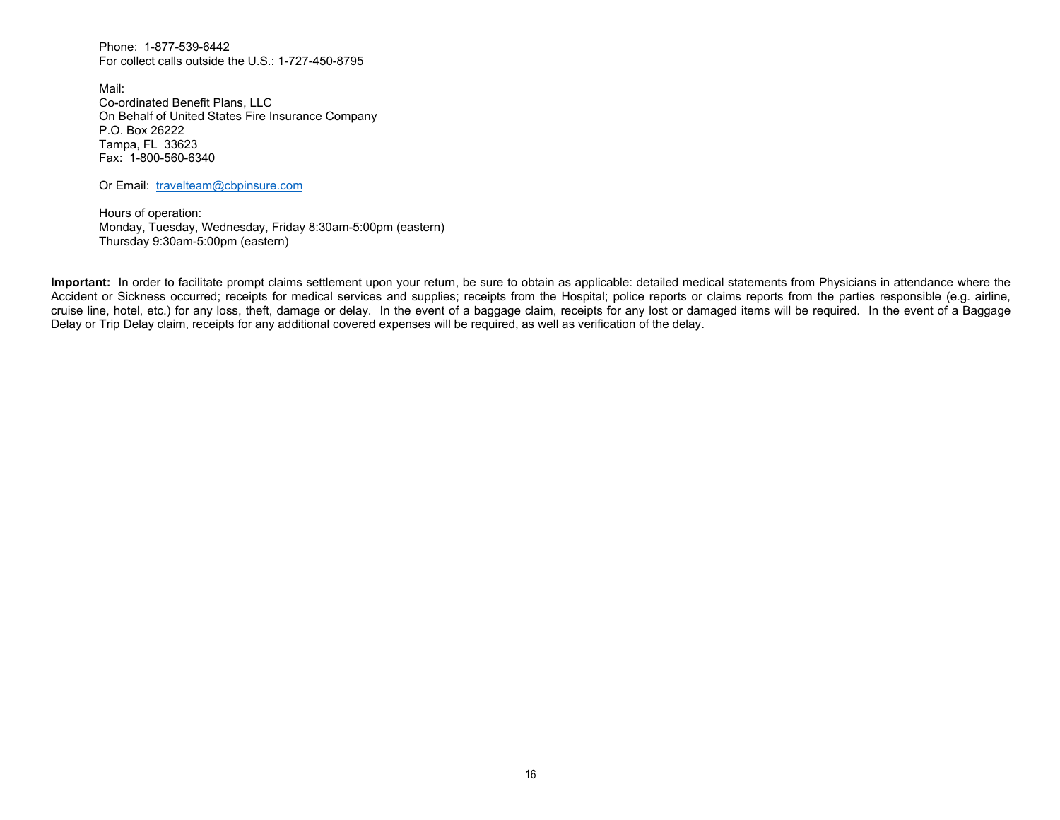Phone: 1-877-539-6442
For collect calls outside the U.S.: 1-727-450-8795

Mail:
Co-ordinated Benefit Plans, LLC
On Behalf of United States Fire Insurance Company
P.O. Box 26222
Tampa, FL 33623
Fax: 1-800-560-6340

Or Email: travelteam@cbpinsure.com

Hours of operation:
Monday, Tuesday, Wednesday, Friday 8:30am-5:00pm (eastern)
Thursday 9:30am-5:00pm (eastern)

**Important:** In order to facilitate prompt claims settlement upon your return, be sure to obtain as applicable: detailed medical statements from Physicians in attendance where the Accident or Sickness occurred; receipts for medical services and supplies; receipts from the Hospital; police reports or claims reports from the parties responsible (e.g. airline, cruise line, hotel, etc.) for any loss, theft, damage or delay. In the event of a baggage claim, receipts for any lost or damaged items will be required. In the event of a Baggage Delay or Trip Delay claim, receipts for any additional covered expenses will be required, as well as verification of the delay.